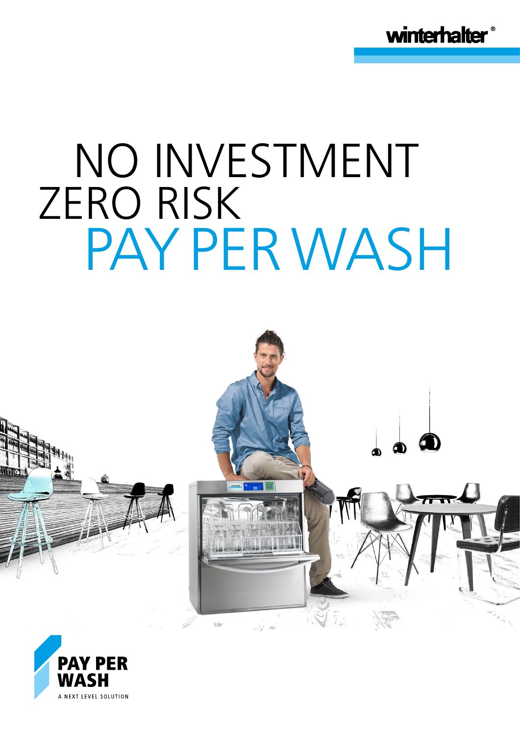winterhalter®

# NO INVESTMENT ZERO RISK PAY PER WASH

PAY PER WASH

A NEXT LEVEL SOLUTION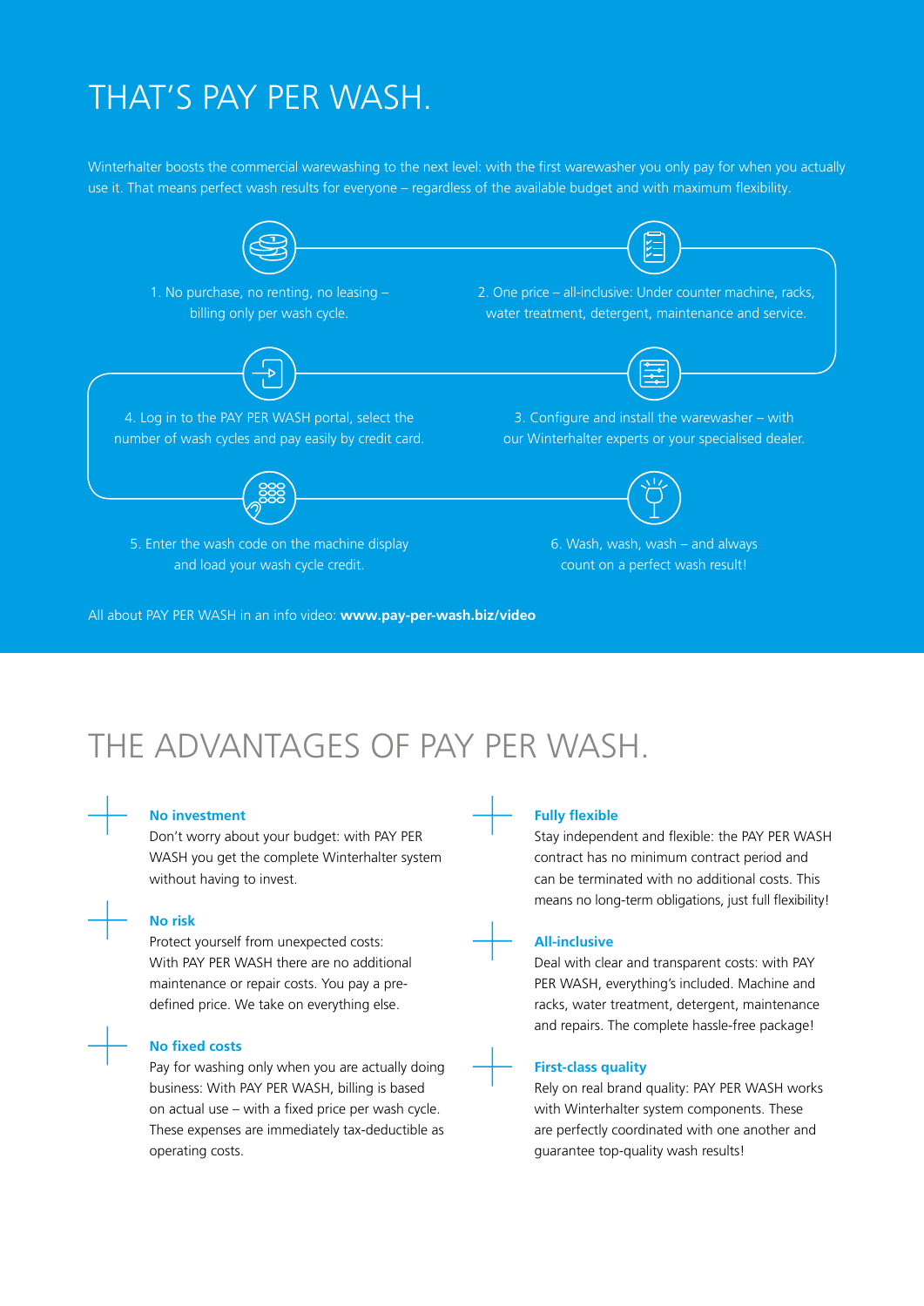# THAT'S PAY PER WASH.

Winterhalter boosts the commercial warewashing to the next level: with the first warewasher you only pay for when you actually use it. That means perfect wash results for everyone – regardless of the available budget and with maximum flexibility.

1. No purchase, no renting, no leasing – billing only per wash cycle.

2. One price – all-inclusive: Under counter machine, racks, water treatment, detergent, maintenance and service.

3. Configure and install the warewasher – with our Winterhalter experts or your specialised dealer.

4. Log in to the PAY PER WASH portal, select the number of wash cycles and pay easily by credit card.

5. Enter the wash code on the machine display and load your wash cycle credit.

6. Wash, wash, wash – and always count on a perfect wash result!

All about PAY PER WASH in an info video: **www.pay-per-wash.biz/video**

# THE ADVANTAGES OF PAY PER WASH.

**No investment**
Don't worry about your budget: with PAY PER WASH you get the complete Winterhalter system without having to invest.

**No risk**
Protect yourself from unexpected costs: With PAY PER WASH there are no additional maintenance or repair costs. You pay a pre-defined price. We take on everything else.

**No fixed costs**
Pay for washing only when you are actually doing business: With PAY PER WASH, billing is based on actual use – with a fixed price per wash cycle. These expenses are immediately tax-deductible as operating costs.

**Fully flexible**
Stay independent and flexible: the PAY PER WASH contract has no minimum contract period and can be terminated with no additional costs. This means no long-term obligations, just full flexibility!

**All-inclusive**
Deal with clear and transparent costs: with PAY PER WASH, everything's included. Machine and racks, water treatment, detergent, maintenance and repairs. The complete hassle-free package!

**First-class quality**
Rely on real brand quality: PAY PER WASH works with Winterhalter system components. These are perfectly coordinated with one another and guarantee top-quality wash results!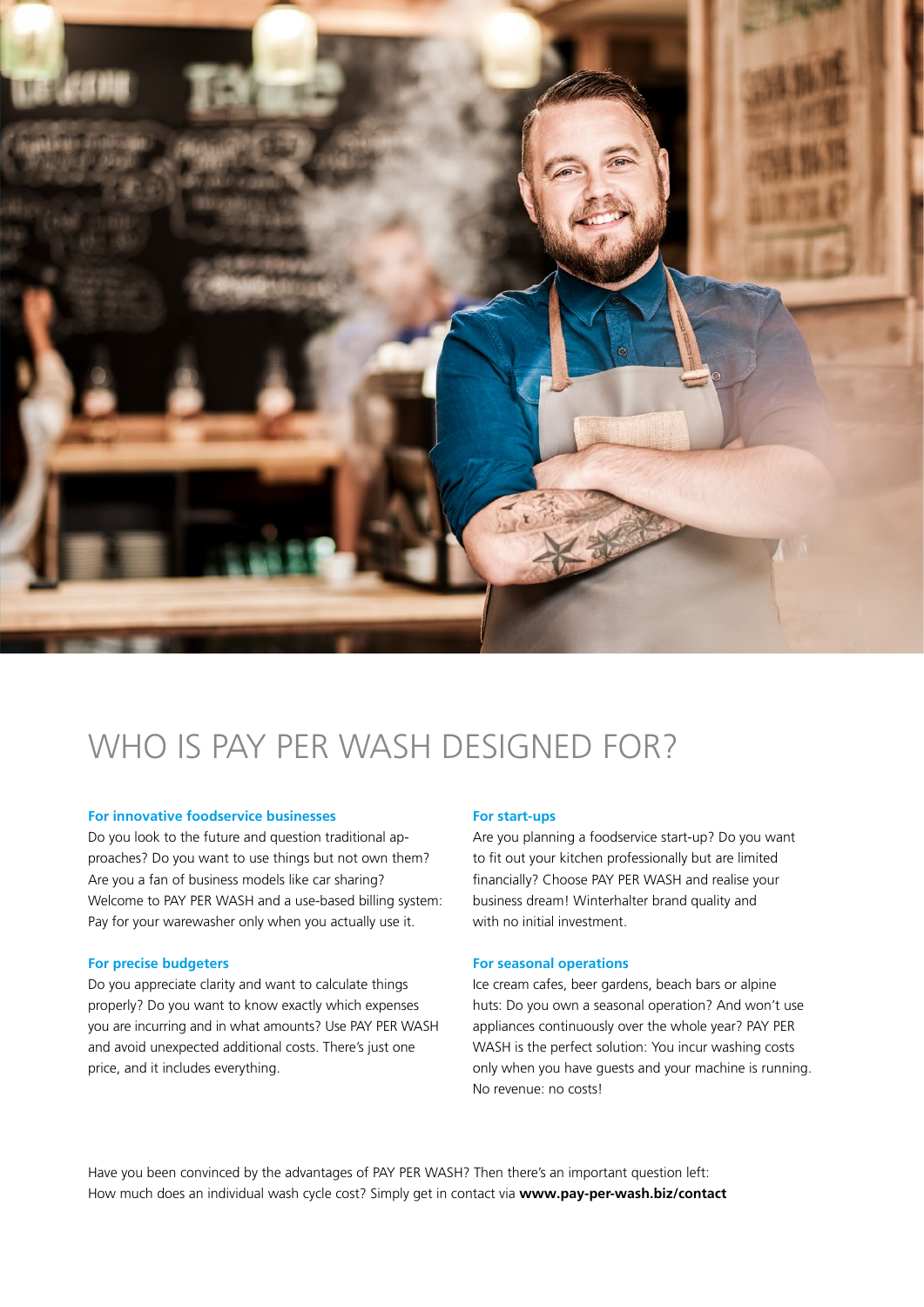# WHO IS PAY PER WASH DESIGNED FOR?

**For innovative foodservice businesses**

Do you look to the future and question traditional approaches? Do you want to use things but not own them? Are you a fan of business models like car sharing? Welcome to PAY PER WASH and a use-based billing system: Pay for your warewasher only when you actually use it.

**For precise budgeters**

Do you appreciate clarity and want to calculate things properly? Do you want to know exactly which expenses you are incurring and in what amounts? Use PAY PER WASH and avoid unexpected additional costs. There's just one price, and it includes everything.

**For start-ups**

Are you planning a foodservice start-up? Do you want to fit out your kitchen professionally but are limited financially? Choose PAY PER WASH and realise your business dream! Winterhalter brand quality and with no initial investment.

**For seasonal operations**

Ice cream cafes, beer gardens, beach bars or alpine huts: Do you own a seasonal operation? And won't use appliances continuously over the whole year? PAY PER WASH is the perfect solution: You incur washing costs only when you have guests and your machine is running. No revenue: no costs!

Have you been convinced by the advantages of PAY PER WASH? Then there's an important question left: How much does an individual wash cycle cost? Simply get in contact via **www.pay-per-wash.biz/contact**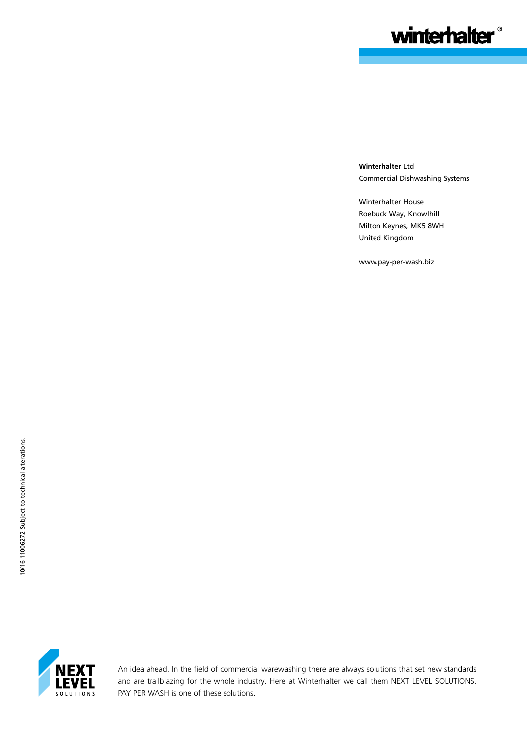**Winterhalter** Ltd
Commercial Dishwashing Systems

Winterhalter House
Roebuck Way, Knowlhill
Milton Keynes, MK5 8WH
United Kingdom

www.pay-per-wash.biz

10/16 11006272 Subject to technical alterations.

NEXT LEVEL SOLUTIONS

An idea ahead. In the field of commercial warewashing there are always solutions that set new standards and are trailblazing for the whole industry. Here at Winterhalter we call them NEXT LEVEL SOLUTIONS. PAY PER WASH is one of these solutions.